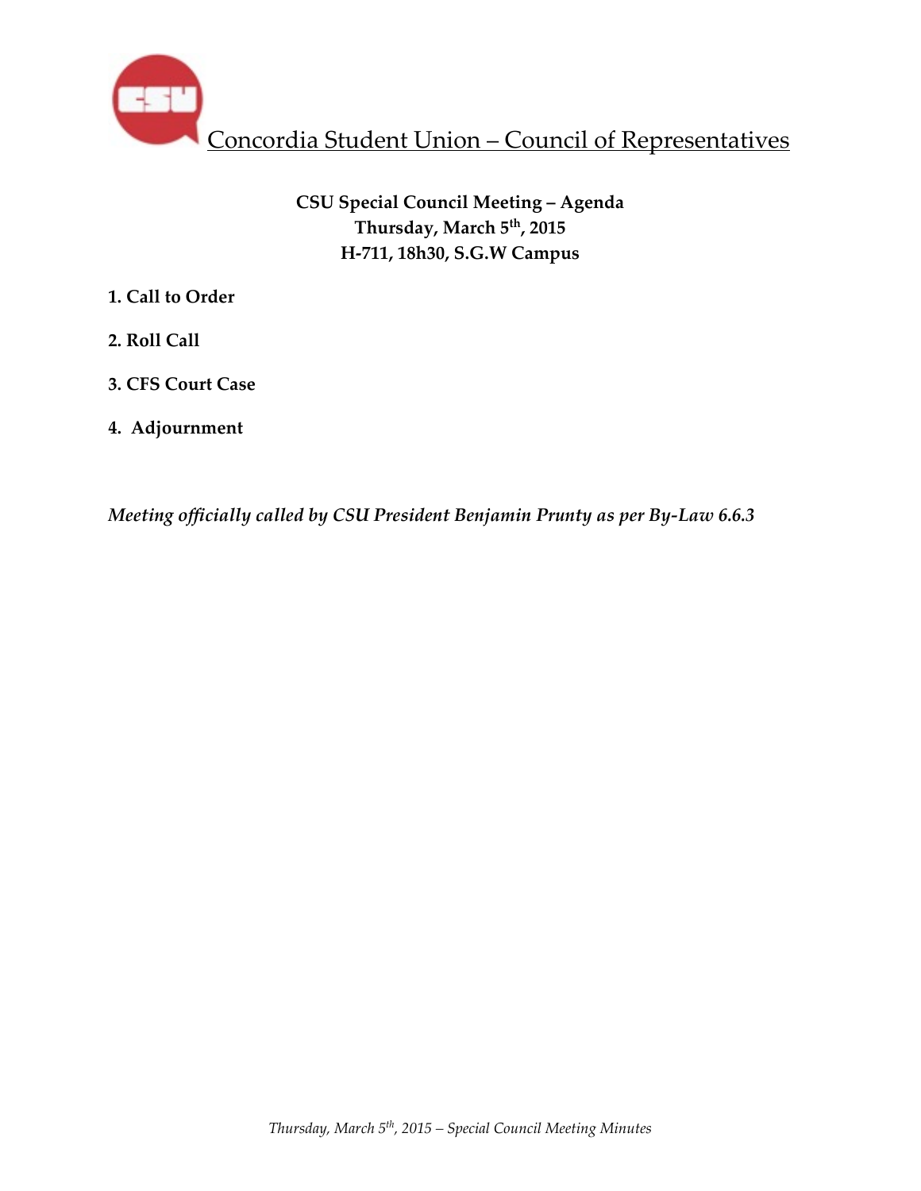# Concordia Student Union – Council of Representatives

**CSU Special Council Meeting – Agenda**
**Thursday, March 5th, 2015**
**H-711, 18h30, S.G.W Campus**

**1. Call to Order**

**2. Roll Call**

**3. CFS Court Case**

**4. Adjournment**

***Meeting officially called by CSU President Benjamin Prunty as per By-Law 6.6.3***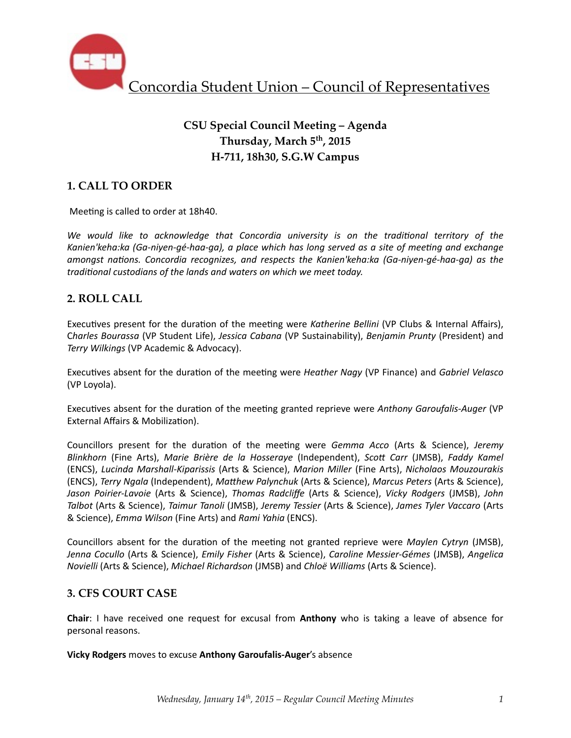# Concordia Student Union – Council of Representatives

**CSU Special Council Meeting – Agenda**
**Thursday, March 5th, 2015**
**H-711, 18h30, S.G.W Campus**

## 1. CALL TO ORDER

Meeting is called to order at 18h40.

*We would like to acknowledge that Concordia university is on the traditional territory of the Kanien'keha:ka (Ga-niyen-gé-haa-ga), a place which has long served as a site of meeting and exchange amongst nations. Concordia recognizes, and respects the Kanien'keha:ka (Ga-niyen-gé-haa-ga) as the traditional custodians of the lands and waters on which we meet today.*

## 2. ROLL CALL

Executives present for the duration of the meeting were *Katherine Bellini* (VP Clubs & Internal Affairs), C*harles Bourassa* (VP Student Life), *Jessica Cabana* (VP Sustainability), *Benjamin Prunty* (President) and *Terry Wilkings* (VP Academic & Advocacy).

Executives absent for the duration of the meeting were *Heather Nagy* (VP Finance) and *Gabriel Velasco* (VP Loyola).

Executives absent for the duration of the meeting granted reprieve were *Anthony Garoufalis-Auger* (VP External Affairs & Mobilization).

Councillors present for the duration of the meeting were *Gemma Acco* (Arts & Science), *Jeremy Blinkhorn* (Fine Arts), *Marie Brière de la Hosseraye* (Independent), *Scott Carr* (JMSB), *Faddy Kamel* (ENCS), *Lucinda Marshall-Kiparissis* (Arts & Science), *Marion Miller* (Fine Arts), *Nicholaos Mouzourakis* (ENCS), *Terry Ngala* (Independent), *Matthew Palynchuk* (Arts & Science), *Marcus Peters* (Arts & Science), *Jason Poirier-Lavoie* (Arts & Science), *Thomas Radcliffe* (Arts & Science), *Vicky Rodgers* (JMSB), *John Talbot* (Arts & Science), *Taimur Tanoli* (JMSB), *Jeremy Tessier* (Arts & Science), *James Tyler Vaccaro* (Arts & Science), *Emma Wilson* (Fine Arts) and *Rami Yahia* (ENCS).

Councillors absent for the duration of the meeting not granted reprieve were *Maylen Cytryn* (JMSB), *Jenna Cocullo* (Arts & Science), *Emily Fisher* (Arts & Science), *Caroline Messier-Gémes* (JMSB), *Angelica Novielli* (Arts & Science), *Michael Richardson* (JMSB) and *Chloë Williams* (Arts & Science).

## 3. CFS COURT CASE

**Chair**: I have received one request for excusal from **Anthony** who is taking a leave of absence for personal reasons.

**Vicky Rodgers** moves to excuse **Anthony Garoufalis-Auger**'s absence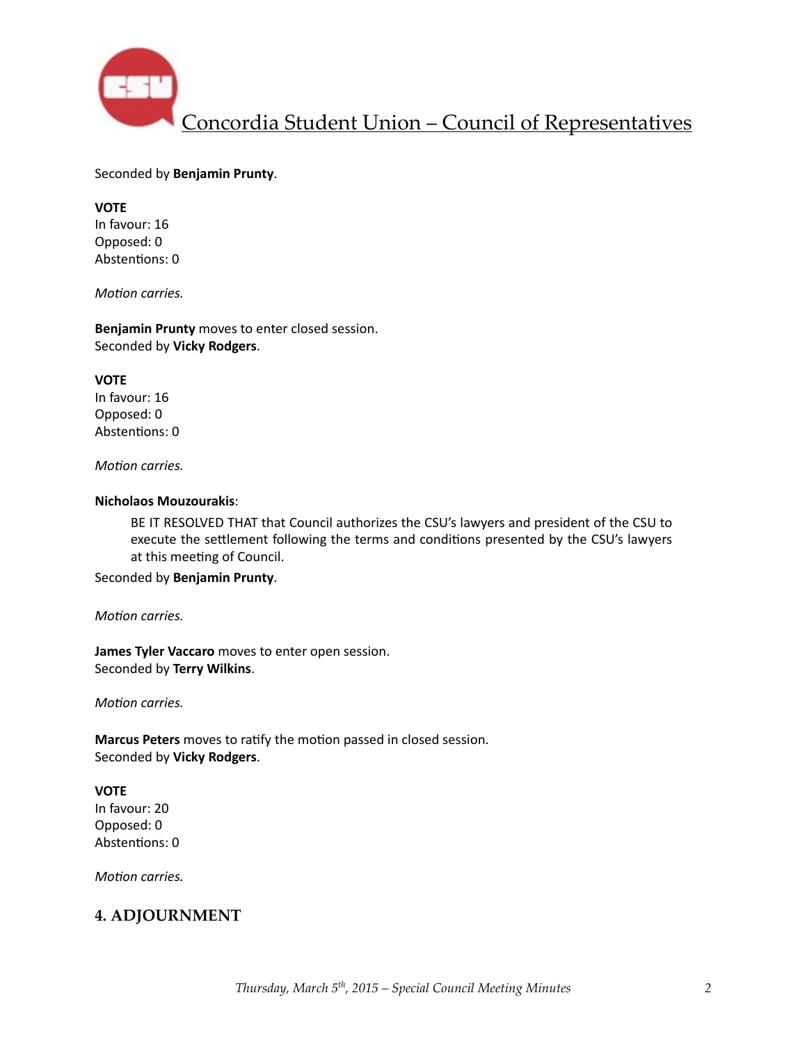Seconded by **Benjamin Prunty**.

**VOTE**
In favour: 16
Opposed: 0
Abstentions: 0

*Motion carries.*

**Benjamin Prunty** moves to enter closed session.
Seconded by **Vicky Rodgers**.

**VOTE**
In favour: 16
Opposed: 0
Abstentions: 0

*Motion carries.*

**Nicholaos Mouzourakis**:

> BE IT RESOLVED THAT that Council authorizes the CSU's lawyers and president of the CSU to execute the settlement following the terms and conditions presented by the CSU's lawyers at this meeting of Council.

Seconded by **Benjamin Prunty**.

*Motion carries.*

**James Tyler Vaccaro** moves to enter open session.
Seconded by **Terry Wilkins**.

*Motion carries.*

**Marcus Peters** moves to ratify the motion passed in closed session.
Seconded by **Vicky Rodgers**.

**VOTE**
In favour: 20
Opposed: 0
Abstentions: 0

*Motion carries.*

## 4. ADJOURNMENT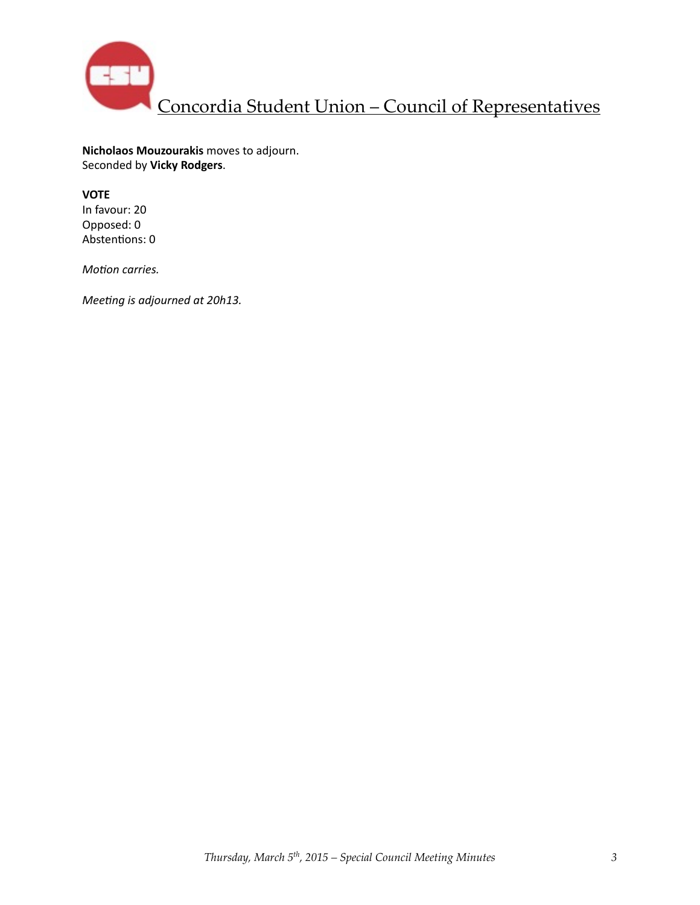**Nicholaos Mouzourakis** moves to adjourn.
Seconded by **Vicky Rodgers**.

**VOTE**
In favour: 20
Opposed: 0
Abstentions: 0

*Motion carries.*

*Meeting is adjourned at 20h13.*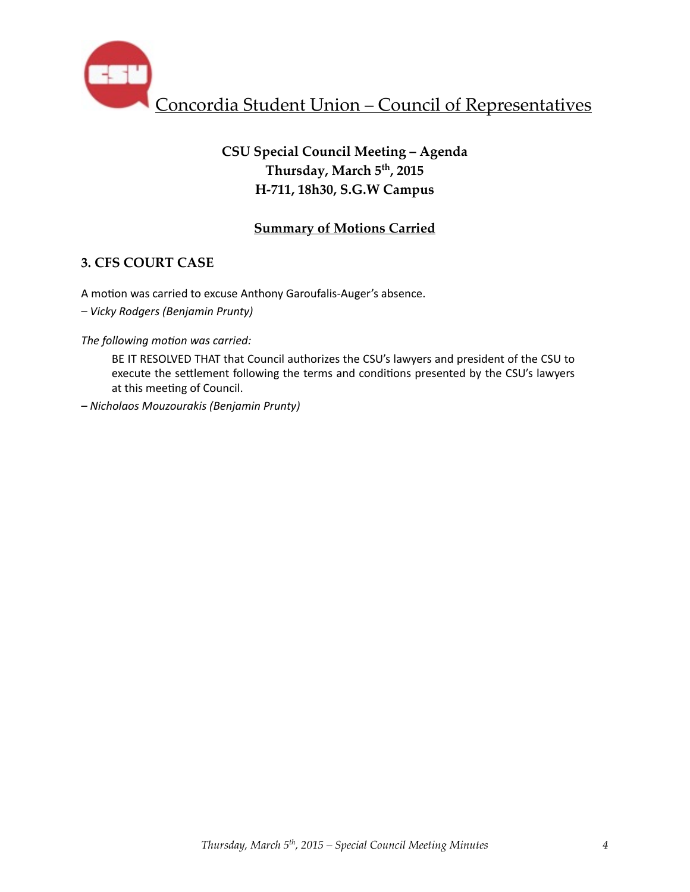Concordia Student Union – Council of Representatives

**CSU Special Council Meeting – Agenda**
**Thursday, March 5th, 2015**
**H-711, 18h30, S.G.W Campus**

## Summary of Motions Carried

### 3. CFS COURT CASE

A motion was carried to excuse Anthony Garoufalis-Auger's absence.

*– Vicky Rodgers (Benjamin Prunty)*

*The following motion was carried:*

> BE IT RESOLVED THAT that Council authorizes the CSU's lawyers and president of the CSU to execute the settlement following the terms and conditions presented by the CSU's lawyers at this meeting of Council.

*– Nicholaos Mouzourakis (Benjamin Prunty)*